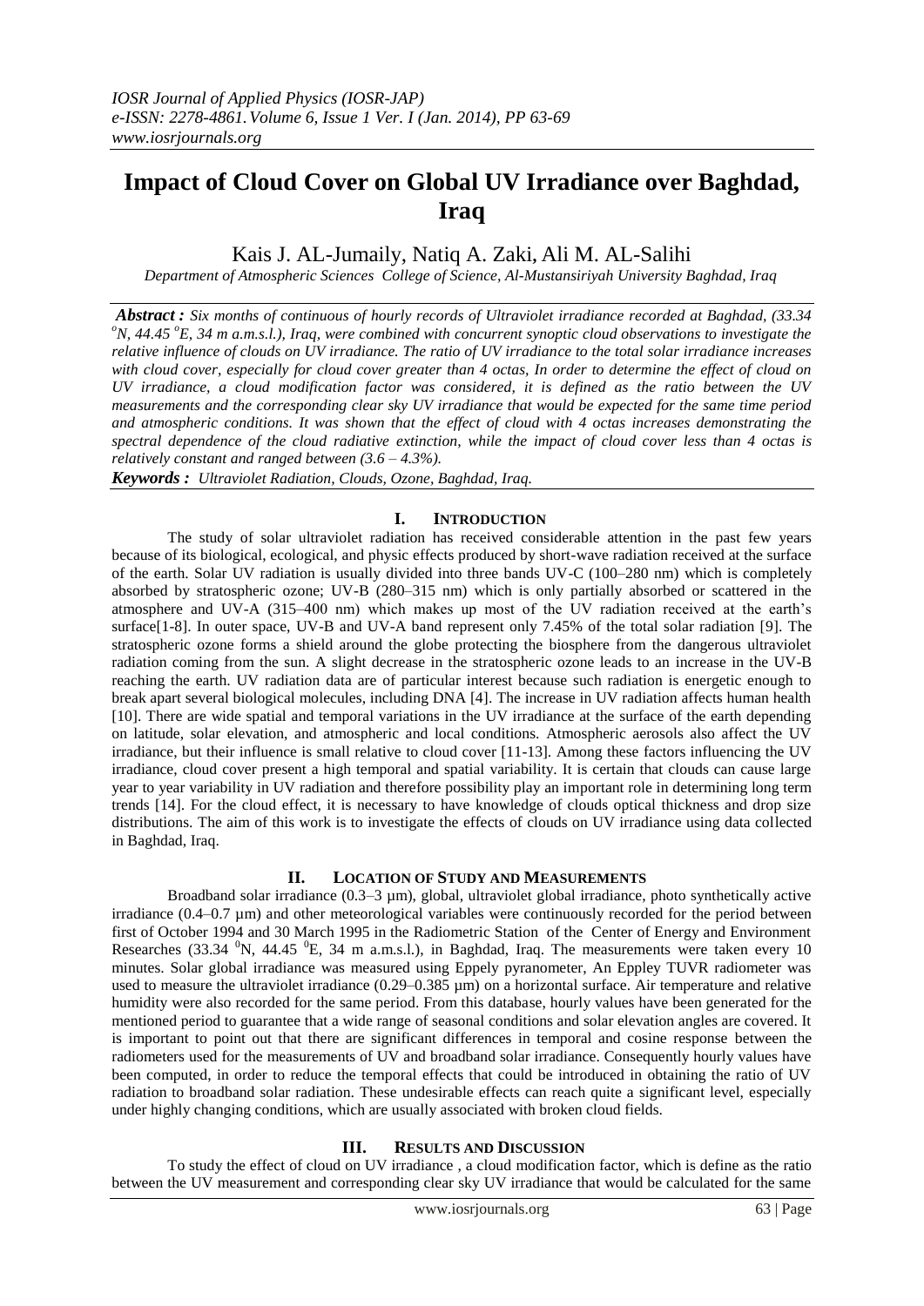# Impact of Cloud Cover on Global UV Irradiance over Baghdad, Iraq

Kais J. AL-Jumaily, Natiq A. Zaki, Ali M. AL-Salihi

*Department of Atmospheric Sciences College of Science, Al-Mustansiriyah University Baghdad, Iraq*

***Abstract :*** *Six months of continuous of hourly records of Ultraviolet irradiance recorded at Baghdad, (33.34 $^{o}$N, 44.45 $^{o}$E, 34 m a.m.s.l.), Iraq, were combined with concurrent synoptic cloud observations to investigate the relative influence of clouds on UV irradiance. The ratio of UV irradiance to the total solar irradiance increases with cloud cover, especially for cloud cover greater than 4 octas, In order to determine the effect of cloud on UV irradiance, a cloud modification factor was considered, it is defined as the ratio between the UV measurements and the corresponding clear sky UV irradiance that would be expected for the same time period and atmospheric conditions. It was shown that the effect of cloud with 4 octas increases demonstrating the spectral dependence of the cloud radiative extinction, while the impact of cloud cover less than 4 octas is relatively constant and ranged between (3.6 – 4.3%).*

***Keywords :*** *Ultraviolet Radiation, Clouds, Ozone, Baghdad, Iraq.*

## I. INTRODUCTION

The study of solar ultraviolet radiation has received considerable attention in the past few years because of its biological, ecological, and physic effects produced by short-wave radiation received at the surface of the earth. Solar UV radiation is usually divided into three bands UV-C (100–280 nm) which is completely absorbed by stratospheric ozone; UV-B (280–315 nm) which is only partially absorbed or scattered in the atmosphere and UV-A (315–400 nm) which makes up most of the UV radiation received at the earth's surface[1-8]. In outer space, UV-B and UV-A band represent only 7.45% of the total solar radiation [9]. The stratospheric ozone forms a shield around the globe protecting the biosphere from the dangerous ultraviolet radiation coming from the sun. A slight decrease in the stratospheric ozone leads to an increase in the UV-B reaching the earth. UV radiation data are of particular interest because such radiation is energetic enough to break apart several biological molecules, including DNA [4]. The increase in UV radiation affects human health [10]. There are wide spatial and temporal variations in the UV irradiance at the surface of the earth depending on latitude, solar elevation, and atmospheric and local conditions. Atmospheric aerosols also affect the UV irradiance, but their influence is small relative to cloud cover [11-13]. Among these factors influencing the UV irradiance, cloud cover present a high temporal and spatial variability. It is certain that clouds can cause large year to year variability in UV radiation and therefore possibility play an important role in determining long term trends [14]. For the cloud effect, it is necessary to have knowledge of clouds optical thickness and drop size distributions. The aim of this work is to investigate the effects of clouds on UV irradiance using data collected in Baghdad, Iraq.

## II. LOCATION OF STUDY AND MEASUREMENTS

Broadband solar irradiance (0.3–3 µm), global, ultraviolet global irradiance, photo synthetically active irradiance (0.4–0.7 µm) and other meteorological variables were continuously recorded for the period between first of October 1994 and 30 March 1995 in the Radiometric Station of the Center of Energy and Environment Researches (33.34 $^{0}$N, 44.45 $^{0}$E, 34 m a.m.s.l.), in Baghdad, Iraq. The measurements were taken every 10 minutes. Solar global irradiance was measured using Eppely pyranometer, An Eppley TUVR radiometer was used to measure the ultraviolet irradiance (0.29–0.385 µm) on a horizontal surface. Air temperature and relative humidity were also recorded for the same period. From this database, hourly values have been generated for the mentioned period to guarantee that a wide range of seasonal conditions and solar elevation angles are covered. It is important to point out that there are significant differences in temporal and cosine response between the radiometers used for the measurements of UV and broadband solar irradiance. Consequently hourly values have been computed, in order to reduce the temporal effects that could be introduced in obtaining the ratio of UV radiation to broadband solar radiation. These undesirable effects can reach quite a significant level, especially under highly changing conditions, which are usually associated with broken cloud fields.

## III. RESULTS AND DISCUSSION

To study the effect of cloud on UV irradiance , a cloud modification factor, which is define as the ratio between the UV measurement and corresponding clear sky UV irradiance that would be calculated for the same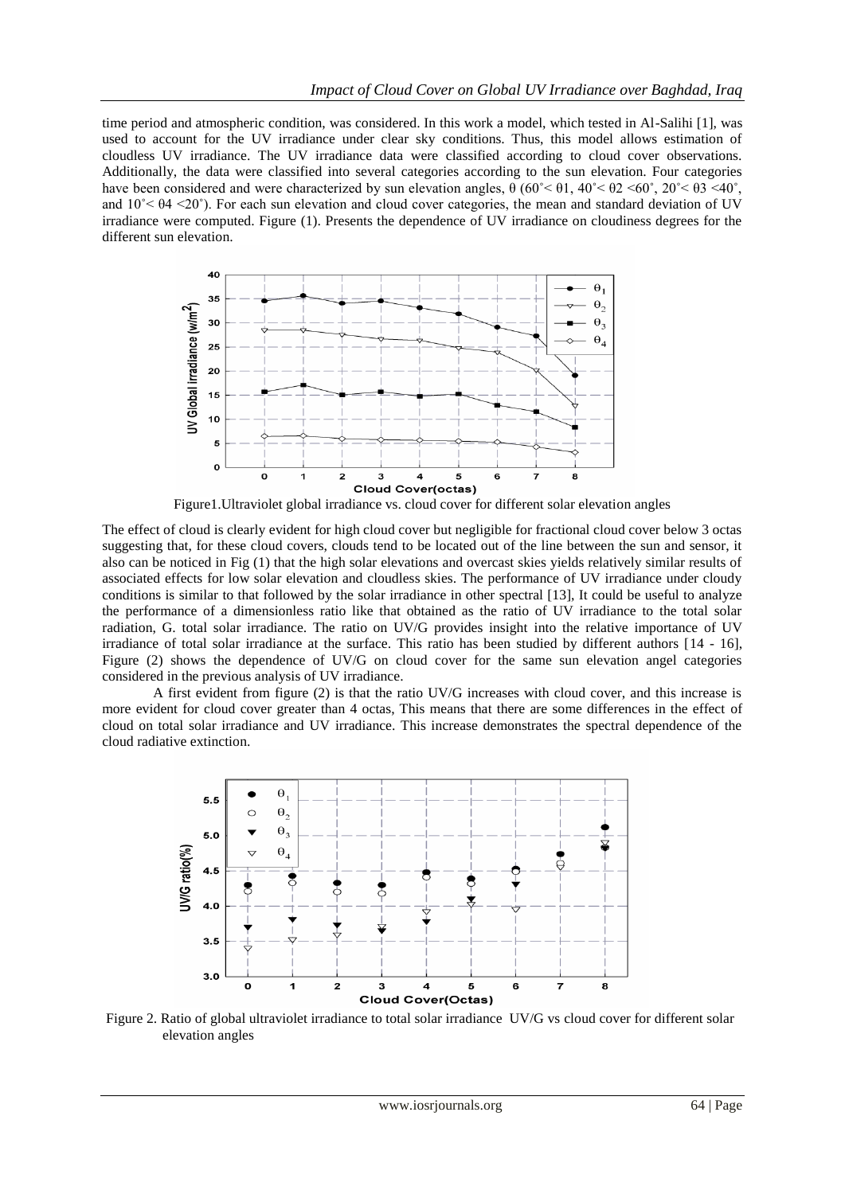time period and atmospheric condition, was considered. In this work a model, which tested in Al-Salihi [1], was used to account for the UV irradiance under clear sky conditions. Thus, this model allows estimation of cloudless UV irradiance. The UV irradiance data were classified according to cloud cover observations. Additionally, the data were classified into several categories according to the sun elevation. Four categories have been considered and were characterized by sun elevation angles, θ (60˚< θ1, 40˚< θ2 <60˚, 20˚< θ3 <40˚, and 10˚< θ4 <20˚). For each sun elevation and cloud cover categories, the mean and standard deviation of UV irradiance were computed. Figure (1). Presents the dependence of UV irradiance on cloudiness degrees for the different sun elevation.

Figure1.Ultraviolet global irradiance vs. cloud cover for different solar elevation angles

The effect of cloud is clearly evident for high cloud cover but negligible for fractional cloud cover below 3 octas suggesting that, for these cloud covers, clouds tend to be located out of the line between the sun and sensor, it also can be noticed in Fig (1) that the high solar elevations and overcast skies yields relatively similar results of associated effects for low solar elevation and cloudless skies. The performance of UV irradiance under cloudy conditions is similar to that followed by the solar irradiance in other spectral [13], It could be useful to analyze the performance of a dimensionless ratio like that obtained as the ratio of UV irradiance to the total solar radiation, G. total solar irradiance. The ratio on UV/G provides insight into the relative importance of UV irradiance of total solar irradiance at the surface. This ratio has been studied by different authors [14 - 16], Figure (2) shows the dependence of UV/G on cloud cover for the same sun elevation angel categories considered in the previous analysis of UV irradiance.

A first evident from figure (2) is that the ratio UV/G increases with cloud cover, and this increase is more evident for cloud cover greater than 4 octas, This means that there are some differences in the effect of cloud on total solar irradiance and UV irradiance. This increase demonstrates the spectral dependence of the cloud radiative extinction.

Figure 2. Ratio of global ultraviolet irradiance to total solar irradiance UV/G vs cloud cover for different solar elevation angles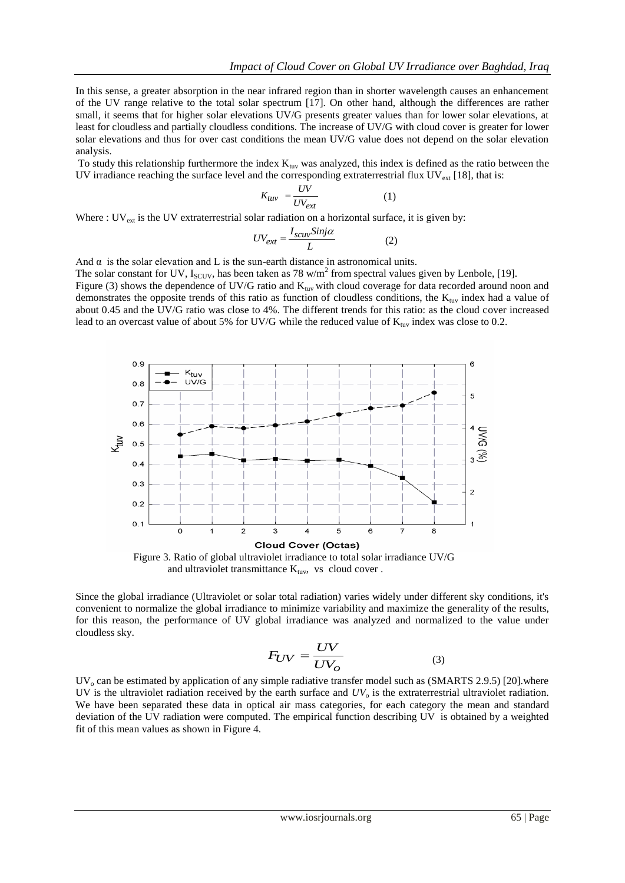In this sense, a greater absorption in the near infrared region than in shorter wavelength causes an enhancement of the UV range relative to the total solar spectrum [17]. On other hand, although the differences are rather small, it seems that for higher solar elevations UV/G presents greater values than for lower solar elevations, at least for cloudless and partially cloudless conditions. The increase of UV/G with cloud cover is greater for lower solar elevations and thus for over cast conditions the mean UV/G value does not depend on the solar elevation analysis.

To study this relationship furthermore the index $K_{tuv}$ was analyzed, this index is defined as the ratio between the UV irradiance reaching the surface level and the corresponding extraterrestrial flux $UV_{ext}$ [18], that is:

$$K_{tuv} = \frac{UV}{UV_{ext}} \qquad (1)$$

Where : $UV_{ext}$ is the UV extraterrestrial solar radiation on a horizontal surface, it is given by:

$$UV_{ext} = \frac{I_{scuv} Sinj\alpha}{L} \qquad (2)$$

And $\alpha$ is the solar elevation and L is the sun-earth distance in astronomical units.

The solar constant for UV, $I_{SCUV}$, has been taken as 78 w/m$^2$ from spectral values given by Lenbole, [19].

Figure (3) shows the dependence of UV/G ratio and $K_{tuv}$ with cloud coverage for data recorded around noon and demonstrates the opposite trends of this ratio as function of cloudless conditions, the $K_{tuv}$ index had a value of about 0.45 and the UV/G ratio was close to 4%. The different trends for this ratio: as the cloud cover increased lead to an overcast value of about 5% for UV/G while the reduced value of $K_{tuv}$ index was close to 0.2.

Figure 3. Ratio of global ultraviolet irradiance to total solar irradiance UV/G and ultraviolet transmittance $K_{tuv}$, vs cloud cover .

Since the global irradiance (Ultraviolet or solar total radiation) varies widely under different sky conditions, it's convenient to normalize the global irradiance to minimize variability and maximize the generality of the results, for this reason, the performance of UV global irradiance was analyzed and normalized to the value under cloudless sky.

$$F_{UV} = \frac{UV}{UV_o} \qquad (3)$$

$UV_o$ can be estimated by application of any simple radiative transfer model such as (SMARTS 2.9.5) [20].where UV is the ultraviolet radiation received by the earth surface and $UV_o$ is the extraterrestrial ultraviolet radiation. We have been separated these data in optical air mass categories, for each category the mean and standard deviation of the UV radiation were computed. The empirical function describing UV is obtained by a weighted fit of this mean values as shown in Figure 4.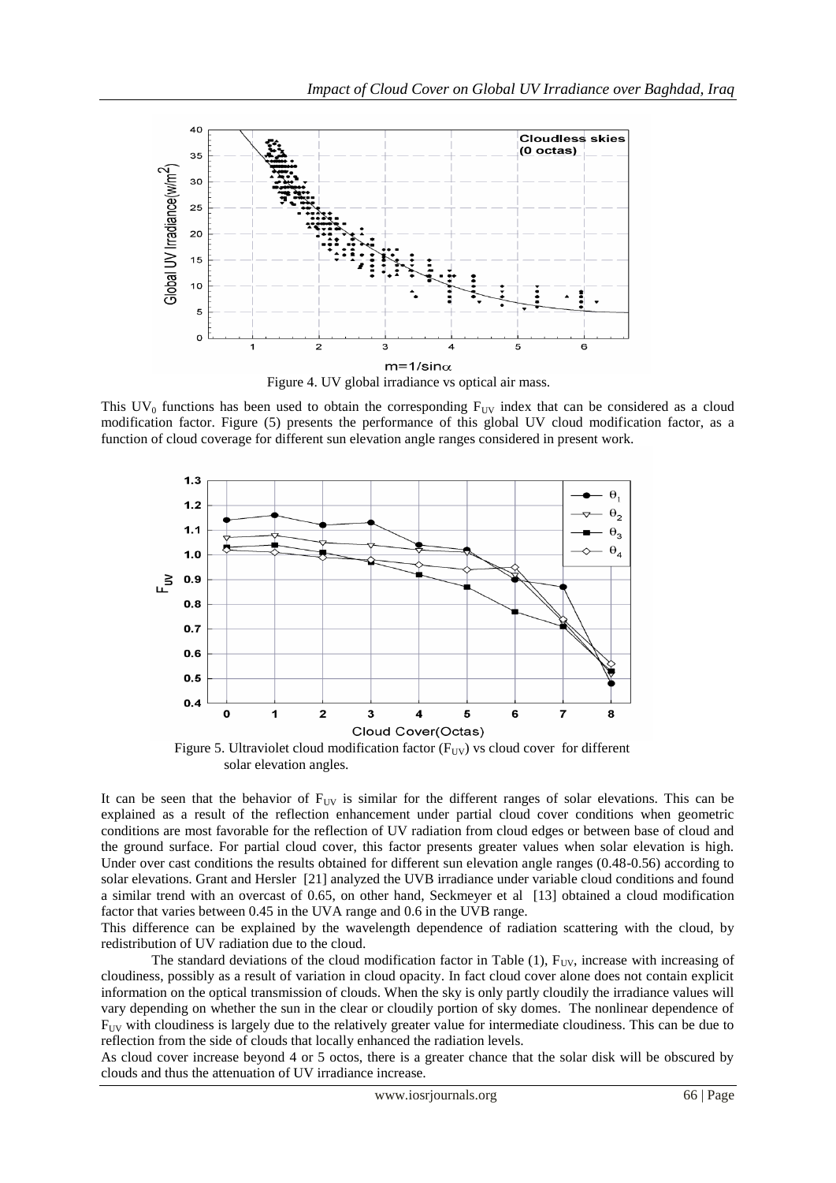Figure 4. UV global irradiance vs optical air mass.

This $UV_0$ functions has been used to obtain the corresponding $F_{UV}$ index that can be considered as a cloud modification factor. Figure (5) presents the performance of this global UV cloud modification factor, as a function of cloud coverage for different sun elevation angle ranges considered in present work.

Figure 5. Ultraviolet cloud modification factor ($F_{UV}$) vs cloud cover for different solar elevation angles.

It can be seen that the behavior of $F_{UV}$ is similar for the different ranges of solar elevations. This can be explained as a result of the reflection enhancement under partial cloud cover conditions when geometric conditions are most favorable for the reflection of UV radiation from cloud edges or between base of cloud and the ground surface. For partial cloud cover, this factor presents greater values when solar elevation is high. Under over cast conditions the results obtained for different sun elevation angle ranges (0.48-0.56) according to solar elevations. Grant and Hersler [21] analyzed the UVB irradiance under variable cloud conditions and found a similar trend with an overcast of 0.65, on other hand, Seckmeyer et al [13] obtained a cloud modification factor that varies between 0.45 in the UVA range and 0.6 in the UVB range.

This difference can be explained by the wavelength dependence of radiation scattering with the cloud, by redistribution of UV radiation due to the cloud.

The standard deviations of the cloud modification factor in Table (1), $F_{UV}$, increase with increasing of cloudiness, possibly as a result of variation in cloud opacity. In fact cloud cover alone does not contain explicit information on the optical transmission of clouds. When the sky is only partly cloudily the irradiance values will vary depending on whether the sun in the clear or cloudily portion of sky domes. The nonlinear dependence of $F_{UV}$ with cloudiness is largely due to the relatively greater value for intermediate cloudiness. This can be due to reflection from the side of clouds that locally enhanced the radiation levels.

As cloud cover increase beyond 4 or 5 octos, there is a greater chance that the solar disk will be obscured by clouds and thus the attenuation of UV irradiance increase.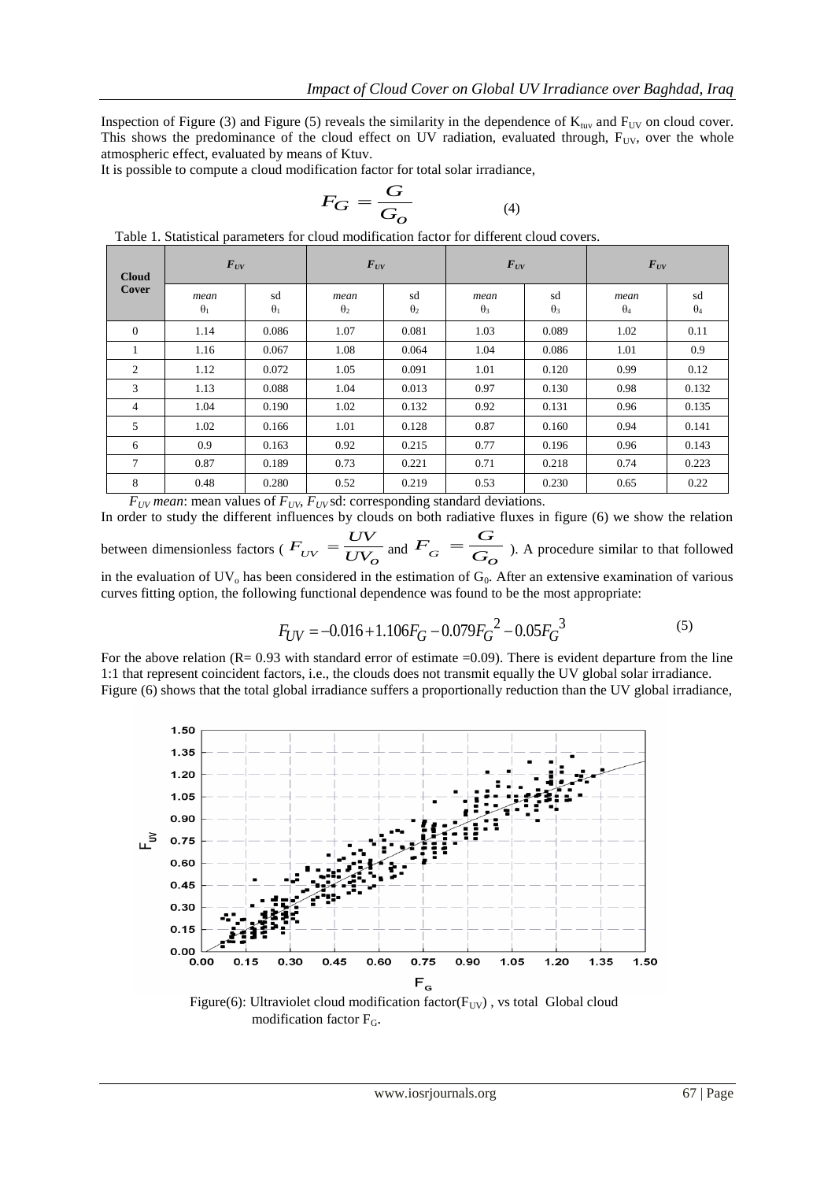Inspection of Figure (3) and Figure (5) reveals the similarity in the dependence of $K_{tuv}$ and $F_{UV}$ on cloud cover. This shows the predominance of the cloud effect on UV radiation, evaluated through, $F_{UV}$, over the whole atmospheric effect, evaluated by means of Ktuv.

It is possible to compute a cloud modification factor for total solar irradiance,

$$F_G = \frac{G}{G_O} \qquad (4)$$

Table 1. Statistical parameters for cloud modification factor for different cloud covers.

| Cloud Cover | $F_{UV}$ | | $F_{UV}$ | | $F_{UV}$ | | $F_{UV}$ | |
|---|---|---|---|---|---|---|---|---|
| | *mean* $\theta_1$ | sd $\theta_1$ | *mean* $\theta_2$ | sd $\theta_2$ | *mean* $\theta_3$ | sd $\theta_3$ | *mean* $\theta_4$ | sd $\theta_4$ |
| 0 | 1.14 | 0.086 | 1.07 | 0.081 | 1.03 | 0.089 | 1.02 | 0.11 |
| 1 | 1.16 | 0.067 | 1.08 | 0.064 | 1.04 | 0.086 | 1.01 | 0.9 |
| 2 | 1.12 | 0.072 | 1.05 | 0.091 | 1.01 | 0.120 | 0.99 | 0.12 |
| 3 | 1.13 | 0.088 | 1.04 | 0.013 | 0.97 | 0.130 | 0.98 | 0.132 |
| 4 | 1.04 | 0.190 | 1.02 | 0.132 | 0.92 | 0.131 | 0.96 | 0.135 |
| 5 | 1.02 | 0.166 | 1.01 | 0.128 | 0.87 | 0.160 | 0.94 | 0.141 |
| 6 | 0.9 | 0.163 | 0.92 | 0.215 | 0.77 | 0.196 | 0.96 | 0.143 |
| 7 | 0.87 | 0.189 | 0.73 | 0.221 | 0.71 | 0.218 | 0.74 | 0.223 |
| 8 | 0.48 | 0.280 | 0.52 | 0.219 | 0.53 | 0.230 | 0.65 | 0.22 |

$F_{UV}$ *mean*: mean values of $F_{UV}$, $F_{UV}$ sd: corresponding standard deviations.

In order to study the different influences by clouds on both radiative fluxes in figure (6) we show the relation between dimensionless factors ( $F_{UV} = \frac{UV}{UV_O}$ and $F_G = \frac{G}{G_O}$ ). A procedure similar to that followed in the evaluation of $UV_o$ has been considered in the estimation of $G_0$. After an extensive examination of various curves fitting option, the following functional dependence was found to be the most appropriate:

$$F_{UV} = -0.016 + 1.106F_G - 0.079F_G^{\,2} - 0.05F_G^{\,3} \qquad (5)$$

For the above relation (R= 0.93 with standard error of estimate =0.09). There is evident departure from the line 1:1 that represent coincident factors, i.e., the clouds does not transmit equally the UV global solar irradiance. Figure (6) shows that the total global irradiance suffers a proportionally reduction than the UV global irradiance,

Figure(6): Ultraviolet cloud modification factor($F_{UV}$) , vs total Global cloud modification factor $F_G$.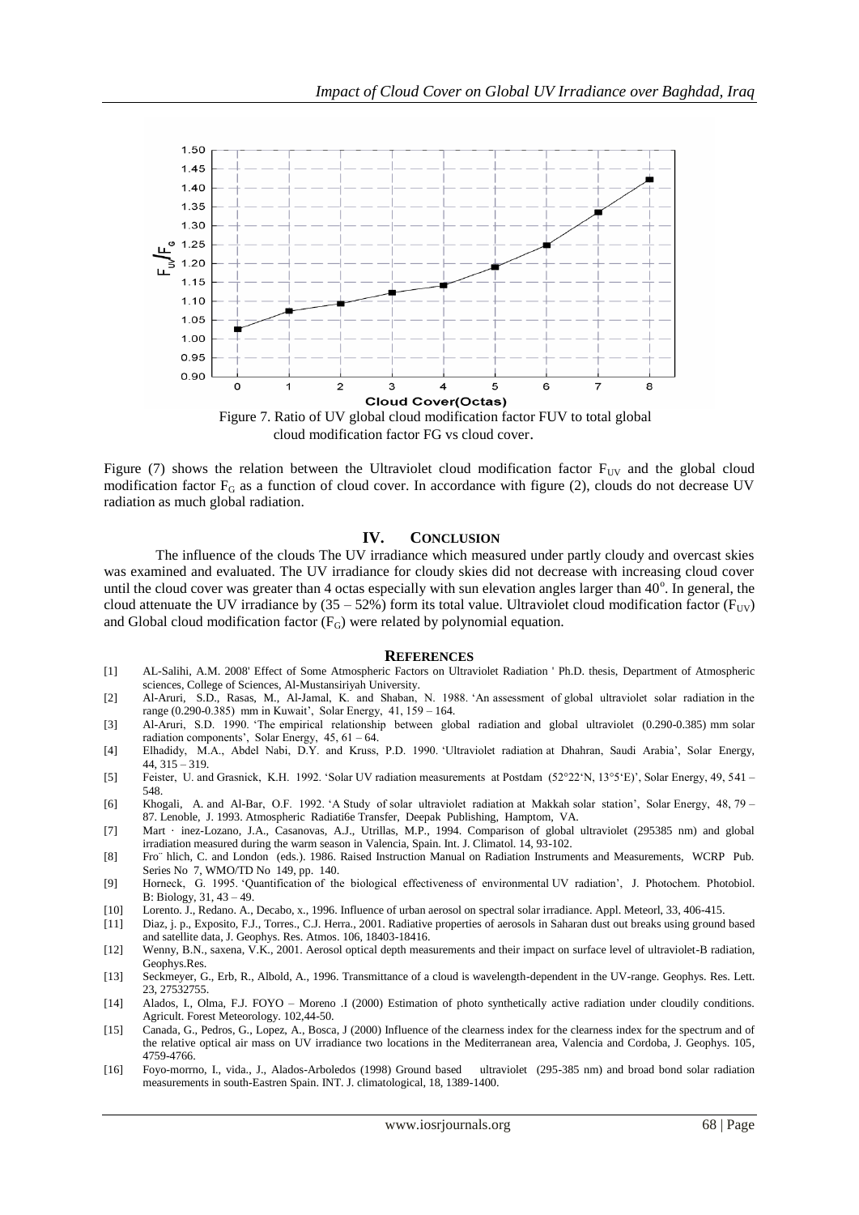Figure 7. Ratio of UV global cloud modification factor FUV to total global cloud modification factor FG vs cloud cover.

Figure (7) shows the relation between the Ultraviolet cloud modification factor $F_{UV}$ and the global cloud modification factor $F_G$ as a function of cloud cover. In accordance with figure (2), clouds do not decrease UV radiation as much global radiation.

## IV. CONCLUSION

The influence of the clouds The UV irradiance which measured under partly cloudy and overcast skies was examined and evaluated. The UV irradiance for cloudy skies did not decrease with increasing cloud cover until the cloud cover was greater than 4 octas especially with sun elevation angles larger than 40$^o$. In general, the cloud attenuate the UV irradiance by (35 – 52%) form its total value. Ultraviolet cloud modification factor ($F_{UV}$) and Global cloud modification factor ($F_G$) were related by polynomial equation.

## REFERENCES

[1] AL-Salihi, A.M. 2008' Effect of Some Atmospheric Factors on Ultraviolet Radiation ' Ph.D. thesis, Department of Atmospheric sciences, College of Sciences, Al-Mustansiriyah University.

[2] Al-Aruri, S.D., Rasas, M., Al-Jamal, K. and Shaban, N. 1988. 'An assessment of global ultraviolet solar radiation in the range (0.290-0.385) mm in Kuwait', Solar Energy, 41, 159 – 164.

[3] Al-Aruri, S.D. 1990. 'The empirical relationship between global radiation and global ultraviolet (0.290-0.385) mm solar radiation components', Solar Energy, 45, 61 – 64.

[4] Elhadidy, M.A., Abdel Nabi, D.Y. and Kruss, P.D. 1990. 'Ultraviolet radiation at Dhahran, Saudi Arabia', Solar Energy, 44, 315 – 319.

[5] Feister, U. and Grasnick, K.H. 1992. 'Solar UV radiation measurements at Postdam (52°22'N, 13°5'E)', Solar Energy, 49, 541 – 548.

[6] Khogali, A. and Al-Bar, O.F. 1992. 'A Study of solar ultraviolet radiation at Makkah solar station', Solar Energy, 48, 79 – 87. Lenoble, J. 1993. Atmospheric Radiati6e Transfer, Deepak Publishing, Hamptom, VA.

[7] Mart · inez-Lozano, J.A., Casanovas, A.J., Utrillas, M.P., 1994. Comparison of global ultraviolet (295385 nm) and global irradiation measured during the warm season in Valencia, Spain. Int. J. Climatol. 14, 93-102.

[8] Fro¨ hlich, C. and London (eds.). 1986. Raised Instruction Manual on Radiation Instruments and Measurements, WCRP Pub. Series No 7, WMO/TD No 149, pp. 140.

[9] Horneck, G. 1995. 'Quantification of the biological effectiveness of environmental UV radiation', J. Photochem. Photobiol. B: Biology, 31, 43 – 49.

[10] Lorento. J., Redano. A., Decabo, x., 1996. Influence of urban aerosol on spectral solar irradiance. Appl. Meteorl, 33, 406-415.

[11] Diaz, j. p., Exposito, F.J., Torres., C.J. Herra., 2001. Radiative properties of aerosols in Saharan dust out breaks using ground based and satellite data, J. Geophys. Res. Atmos. 106, 18403-18416.

[12] Wenny, B.N., saxena, V.K., 2001. Aerosol optical depth measurements and their impact on surface level of ultraviolet-B radiation, Geophys.Res.

[13] Seckmeyer, G., Erb, R., Albold, A., 1996. Transmittance of a cloud is wavelength-dependent in the UV-range. Geophys. Res. Lett. 23, 27532755.

[14] Alados, I., Olma, F.J. FOYO – Moreno .I (2000) Estimation of photo synthetically active radiation under cloudily conditions. Agricult. Forest Meteorology. 102,44-50.

[15] Canada, G., Pedros, G., Lopez, A., Bosca, J (2000) Influence of the clearness index for the clearness index for the spectrum and of the relative optical air mass on UV irradiance two locations in the Mediterranean area, Valencia and Cordoba, J. Geophys. 105, 4759-4766.

[16] Foyo-morrno, I., vida., J., Alados-Arboledos (1998) Ground based ultraviolet (295-385 nm) and broad bond solar radiation measurements in south-Eastren Spain. INT. J. climatological, 18, 1389-1400.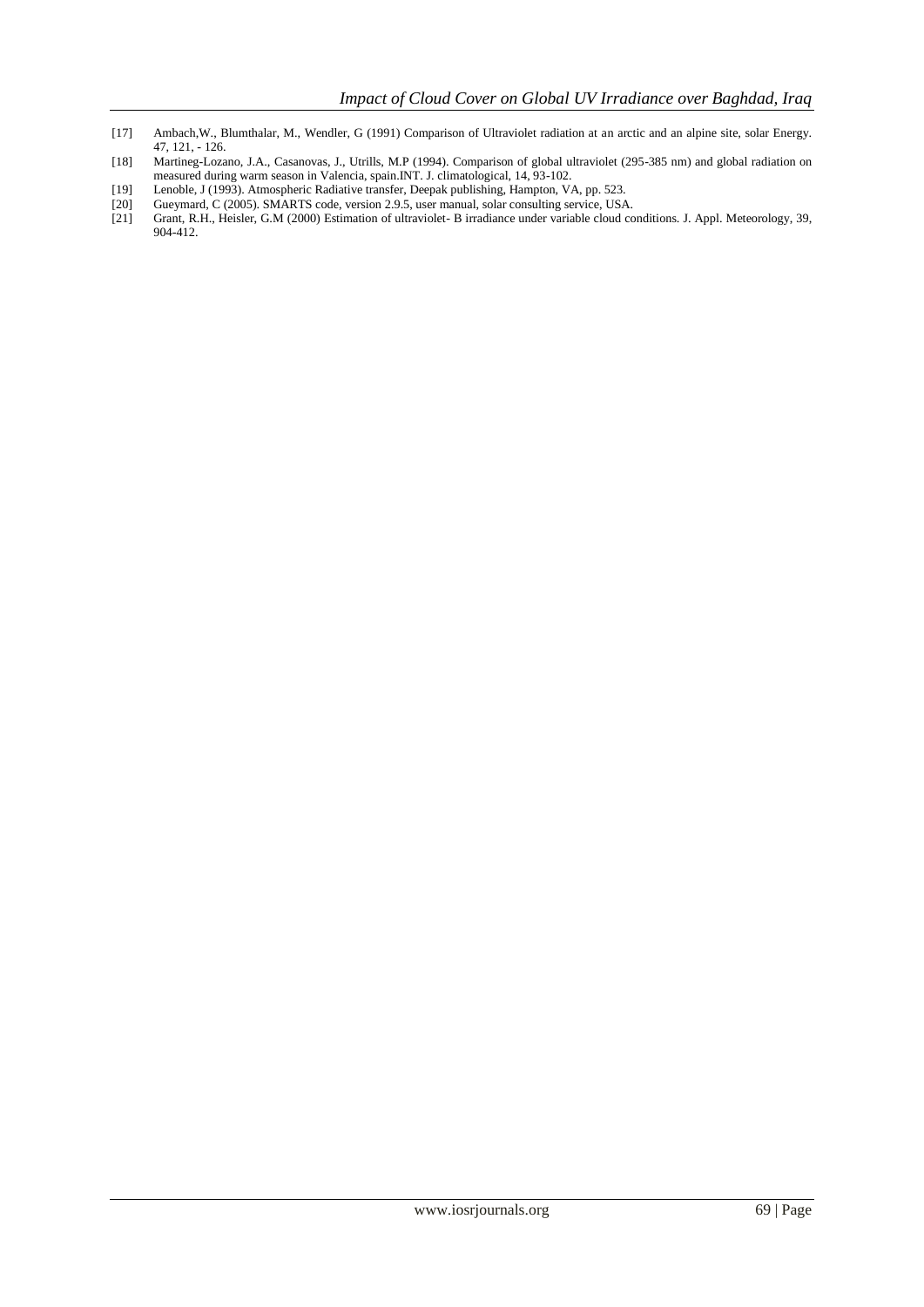[17] Ambach,W., Blumthalar, M., Wendler, G (1991) Comparison of Ultraviolet radiation at an arctic and an alpine site, solar Energy. 47, 121, - 126.

[18] Martineg-Lozano, J.A., Casanovas, J., Utrills, M.P (1994). Comparison of global ultraviolet (295-385 nm) and global radiation on measured during warm season in Valencia, spain.INT. J. climatological, 14, 93-102.

[19] Lenoble, J (1993). Atmospheric Radiative transfer, Deepak publishing, Hampton, VA, pp. 523.

[20] Gueymard, C (2005). SMARTS code, version 2.9.5, user manual, solar consulting service, USA.

[21] Grant, R.H., Heisler, G.M (2000) Estimation of ultraviolet- B irradiance under variable cloud conditions. J. Appl. Meteorology, 39, 904-412.